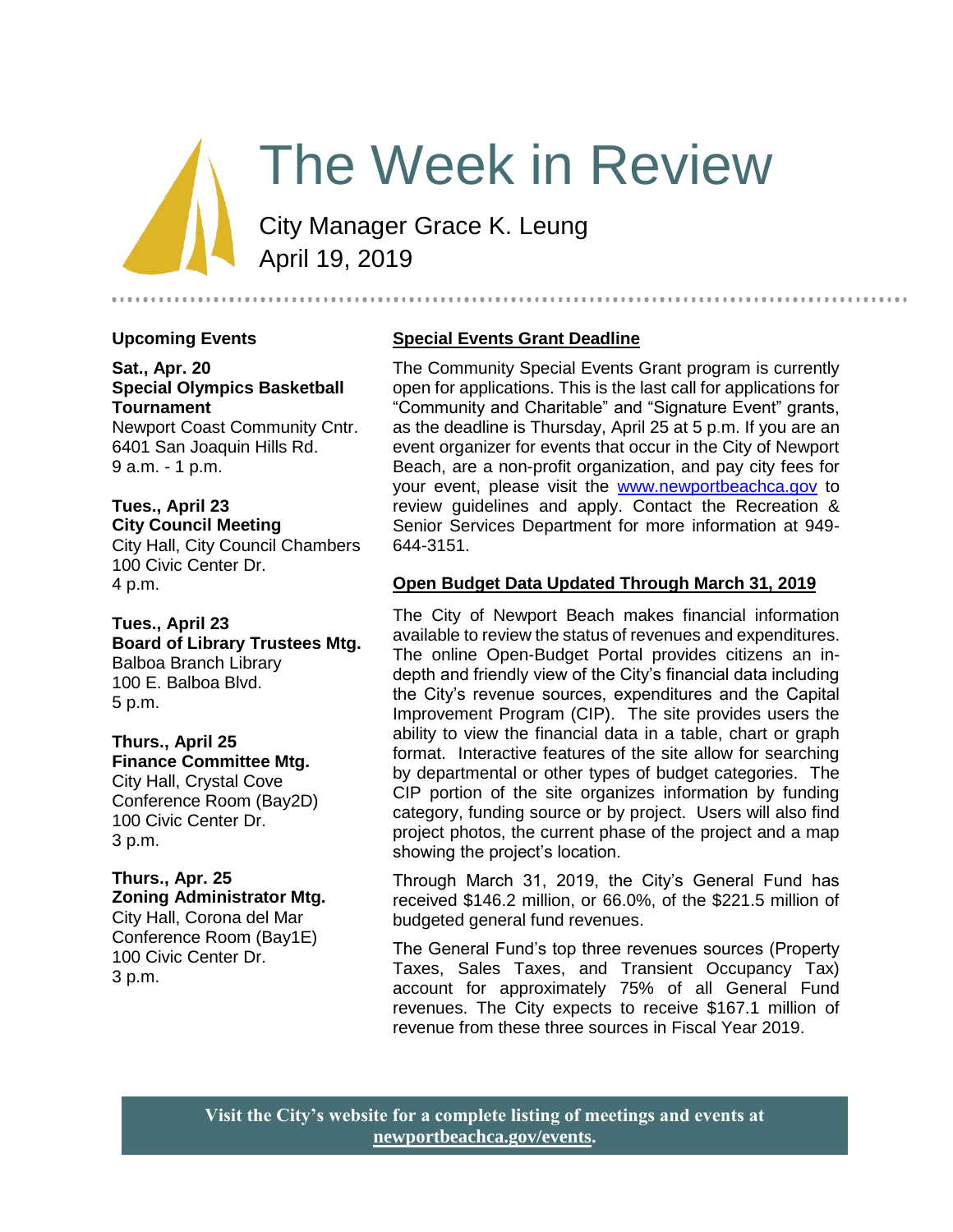# The Week in Review

City Manager Grace K. Leung
April 19, 2019

## Upcoming Events

**Sat., Apr. 20**
**Special Olympics Basketball Tournament**
Newport Coast Community Cntr.
6401 San Joaquin Hills Rd.
9 a.m. - 1 p.m.

**Tues., April 23**
**City Council Meeting**
City Hall, City Council Chambers
100 Civic Center Dr.
4 p.m.

**Tues., April 23**
**Board of Library Trustees Mtg.**
Balboa Branch Library
100 E. Balboa Blvd.
5 p.m.

**Thurs., April 25**
**Finance Committee Mtg.**
City Hall, Crystal Cove Conference Room (Bay2D)
100 Civic Center Dr.
3 p.m.

**Thurs., Apr. 25**
**Zoning Administrator Mtg.**
City Hall, Corona del Mar Conference Room (Bay1E)
100 Civic Center Dr.
3 p.m.

## Special Events Grant Deadline

The Community Special Events Grant program is currently open for applications. This is the last call for applications for "Community and Charitable" and "Signature Event" grants, as the deadline is Thursday, April 25 at 5 p.m. If you are an event organizer for events that occur in the City of Newport Beach, are a non-profit organization, and pay city fees for your event, please visit the www.newportbeachca.gov to review guidelines and apply. Contact the Recreation & Senior Services Department for more information at 949-644-3151.

## Open Budget Data Updated Through March 31, 2019

The City of Newport Beach makes financial information available to review the status of revenues and expenditures. The online Open-Budget Portal provides citizens an in-depth and friendly view of the City's financial data including the City's revenue sources, expenditures and the Capital Improvement Program (CIP). The site provides users the ability to view the financial data in a table, chart or graph format. Interactive features of the site allow for searching by departmental or other types of budget categories. The CIP portion of the site organizes information by funding category, funding source or by project. Users will also find project photos, the current phase of the project and a map showing the project's location.

Through March 31, 2019, the City's General Fund has received $146.2 million, or 66.0%, of the $221.5 million of budgeted general fund revenues.

The General Fund's top three revenues sources (Property Taxes, Sales Taxes, and Transient Occupancy Tax) account for approximately 75% of all General Fund revenues. The City expects to receive $167.1 million of revenue from these three sources in Fiscal Year 2019.

**Visit the City's website for a complete listing of meetings and events at newportbeachca.gov/events.**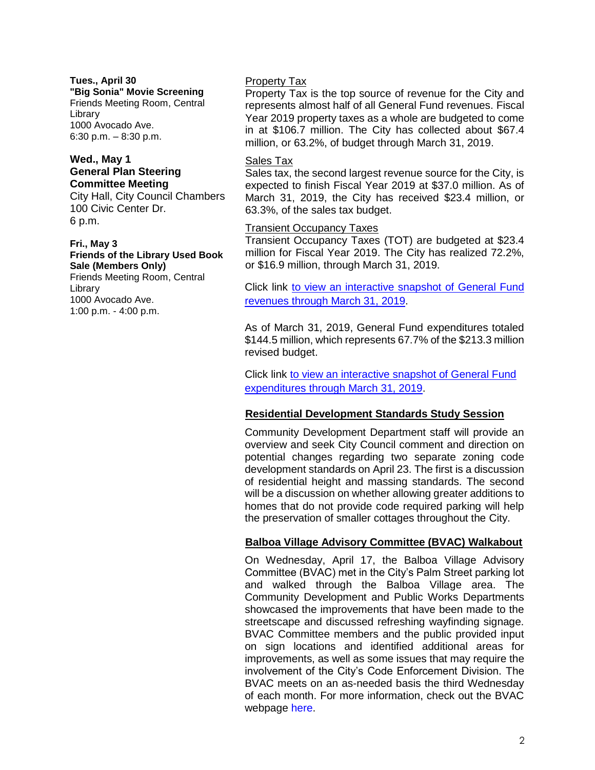**Tues., April 30**
**"Big Sonia" Movie Screening**
Friends Meeting Room, Central Library
1000 Avocado Ave.
6:30 p.m. – 8:30 p.m.

**Wed., May 1**
**General Plan Steering Committee Meeting**
City Hall, City Council Chambers
100 Civic Center Dr.
6 p.m.

**Fri., May 3**
**Friends of the Library Used Book Sale (Members Only)**
Friends Meeting Room, Central Library
1000 Avocado Ave.
1:00 p.m. - 4:00 p.m.

Property Tax

Property Tax is the top source of revenue for the City and represents almost half of all General Fund revenues. Fiscal Year 2019 property taxes as a whole are budgeted to come in at $106.7 million. The City has collected about $67.4 million, or 63.2%, of budget through March 31, 2019.

Sales Tax

Sales tax, the second largest revenue source for the City, is expected to finish Fiscal Year 2019 at $37.0 million. As of March 31, 2019, the City has received $23.4 million, or 63.3%, of the sales tax budget.

Transient Occupancy Taxes

Transient Occupancy Taxes (TOT) are budgeted at $23.4 million for Fiscal Year 2019. The City has realized 72.2%, or $16.9 million, through March 31, 2019.

Click link to view an interactive snapshot of General Fund revenues through March 31, 2019.

As of March 31, 2019, General Fund expenditures totaled $144.5 million, which represents 67.7% of the $213.3 million revised budget.

Click link to view an interactive snapshot of General Fund expenditures through March 31, 2019.

## Residential Development Standards Study Session

Community Development Department staff will provide an overview and seek City Council comment and direction on potential changes regarding two separate zoning code development standards on April 23. The first is a discussion of residential height and massing standards. The second will be a discussion on whether allowing greater additions to homes that do not provide code required parking will help the preservation of smaller cottages throughout the City.

## Balboa Village Advisory Committee (BVAC) Walkabout

On Wednesday, April 17, the Balboa Village Advisory Committee (BVAC) met in the City's Palm Street parking lot and walked through the Balboa Village area. The Community Development and Public Works Departments showcased the improvements that have been made to the streetscape and discussed refreshing wayfinding signage. BVAC Committee members and the public provided input on sign locations and identified additional areas for improvements, as well as some issues that may require the involvement of the City's Code Enforcement Division. The BVAC meets on an as-needed basis the third Wednesday of each month. For more information, check out the BVAC webpage here.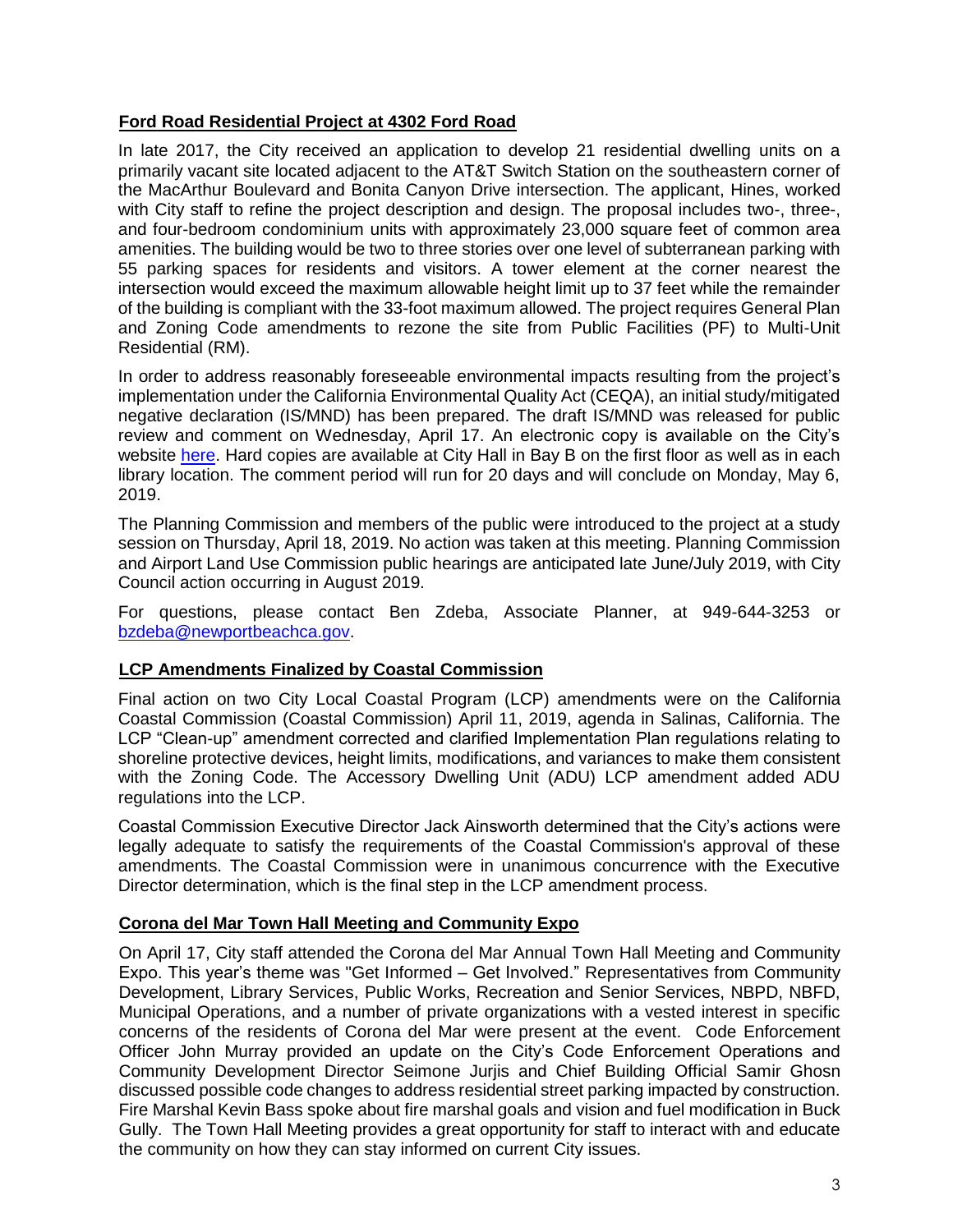## Ford Road Residential Project at 4302 Ford Road

In late 2017, the City received an application to develop 21 residential dwelling units on a primarily vacant site located adjacent to the AT&T Switch Station on the southeastern corner of the MacArthur Boulevard and Bonita Canyon Drive intersection. The applicant, Hines, worked with City staff to refine the project description and design. The proposal includes two-, three-, and four-bedroom condominium units with approximately 23,000 square feet of common area amenities. The building would be two to three stories over one level of subterranean parking with 55 parking spaces for residents and visitors. A tower element at the corner nearest the intersection would exceed the maximum allowable height limit up to 37 feet while the remainder of the building is compliant with the 33-foot maximum allowed. The project requires General Plan and Zoning Code amendments to rezone the site from Public Facilities (PF) to Multi-Unit Residential (RM).

In order to address reasonably foreseeable environmental impacts resulting from the project's implementation under the California Environmental Quality Act (CEQA), an initial study/mitigated negative declaration (IS/MND) has been prepared. The draft IS/MND was released for public review and comment on Wednesday, April 17. An electronic copy is available on the City's website [here](). Hard copies are available at City Hall in Bay B on the first floor as well as in each library location. The comment period will run for 20 days and will conclude on Monday, May 6, 2019.

The Planning Commission and members of the public were introduced to the project at a study session on Thursday, April 18, 2019. No action was taken at this meeting. Planning Commission and Airport Land Use Commission public hearings are anticipated late June/July 2019, with City Council action occurring in August 2019.

For questions, please contact Ben Zdeba, Associate Planner, at 949-644-3253 or [bzdeba@newportbeachca.gov](mailto:bzdeba@newportbeachca.gov).

## LCP Amendments Finalized by Coastal Commission

Final action on two City Local Coastal Program (LCP) amendments were on the California Coastal Commission (Coastal Commission) April 11, 2019, agenda in Salinas, California. The LCP "Clean-up" amendment corrected and clarified Implementation Plan regulations relating to shoreline protective devices, height limits, modifications, and variances to make them consistent with the Zoning Code. The Accessory Dwelling Unit (ADU) LCP amendment added ADU regulations into the LCP.

Coastal Commission Executive Director Jack Ainsworth determined that the City's actions were legally adequate to satisfy the requirements of the Coastal Commission's approval of these amendments. The Coastal Commission were in unanimous concurrence with the Executive Director determination, which is the final step in the LCP amendment process.

## Corona del Mar Town Hall Meeting and Community Expo

On April 17, City staff attended the Corona del Mar Annual Town Hall Meeting and Community Expo. This year's theme was "Get Informed – Get Involved." Representatives from Community Development, Library Services, Public Works, Recreation and Senior Services, NBPD, NBFD, Municipal Operations, and a number of private organizations with a vested interest in specific concerns of the residents of Corona del Mar were present at the event. Code Enforcement Officer John Murray provided an update on the City's Code Enforcement Operations and Community Development Director Seimone Jurjis and Chief Building Official Samir Ghosn discussed possible code changes to address residential street parking impacted by construction. Fire Marshal Kevin Bass spoke about fire marshal goals and vision and fuel modification in Buck Gully. The Town Hall Meeting provides a great opportunity for staff to interact with and educate the community on how they can stay informed on current City issues.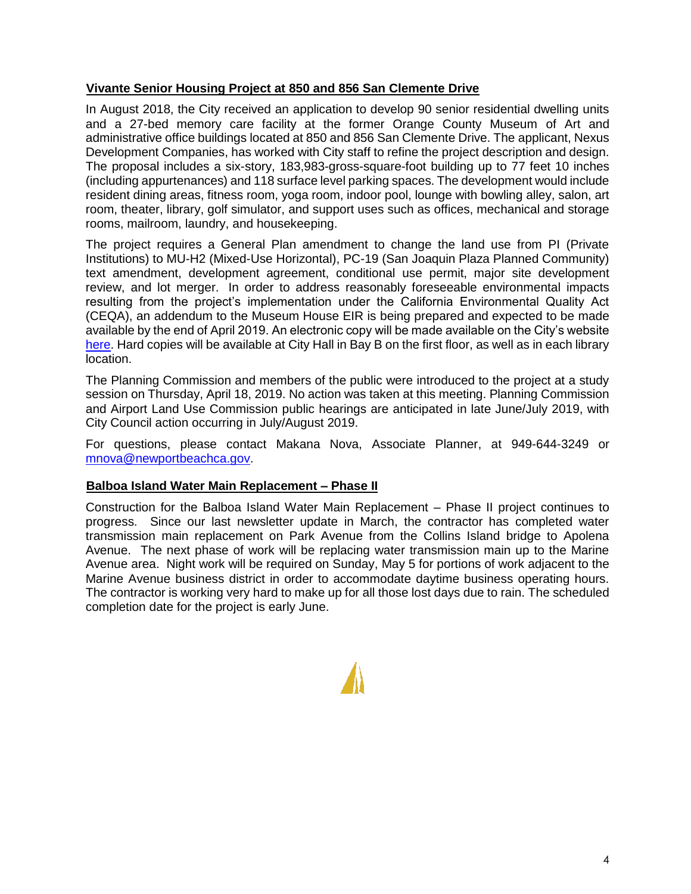## Vivante Senior Housing Project at 850 and 856 San Clemente Drive

In August 2018, the City received an application to develop 90 senior residential dwelling units and a 27-bed memory care facility at the former Orange County Museum of Art and administrative office buildings located at 850 and 856 San Clemente Drive. The applicant, Nexus Development Companies, has worked with City staff to refine the project description and design. The proposal includes a six-story, 183,983-gross-square-foot building up to 77 feet 10 inches (including appurtenances) and 118 surface level parking spaces. The development would include resident dining areas, fitness room, yoga room, indoor pool, lounge with bowling alley, salon, art room, theater, library, golf simulator, and support uses such as offices, mechanical and storage rooms, mailroom, laundry, and housekeeping.

The project requires a General Plan amendment to change the land use from PI (Private Institutions) to MU-H2 (Mixed-Use Horizontal), PC-19 (San Joaquin Plaza Planned Community) text amendment, development agreement, conditional use permit, major site development review, and lot merger. In order to address reasonably foreseeable environmental impacts resulting from the project's implementation under the California Environmental Quality Act (CEQA), an addendum to the Museum House EIR is being prepared and expected to be made available by the end of April 2019. An electronic copy will be made available on the City's website here. Hard copies will be available at City Hall in Bay B on the first floor, as well as in each library location.

The Planning Commission and members of the public were introduced to the project at a study session on Thursday, April 18, 2019. No action was taken at this meeting. Planning Commission and Airport Land Use Commission public hearings are anticipated in late June/July 2019, with City Council action occurring in July/August 2019.

For questions, please contact Makana Nova, Associate Planner, at 949-644-3249 or mnova@newportbeachca.gov.

## Balboa Island Water Main Replacement – Phase II

Construction for the Balboa Island Water Main Replacement – Phase II project continues to progress. Since our last newsletter update in March, the contractor has completed water transmission main replacement on Park Avenue from the Collins Island bridge to Apolena Avenue. The next phase of work will be replacing water transmission main up to the Marine Avenue area. Night work will be required on Sunday, May 5 for portions of work adjacent to the Marine Avenue business district in order to accommodate daytime business operating hours. The contractor is working very hard to make up for all those lost days due to rain. The scheduled completion date for the project is early June.